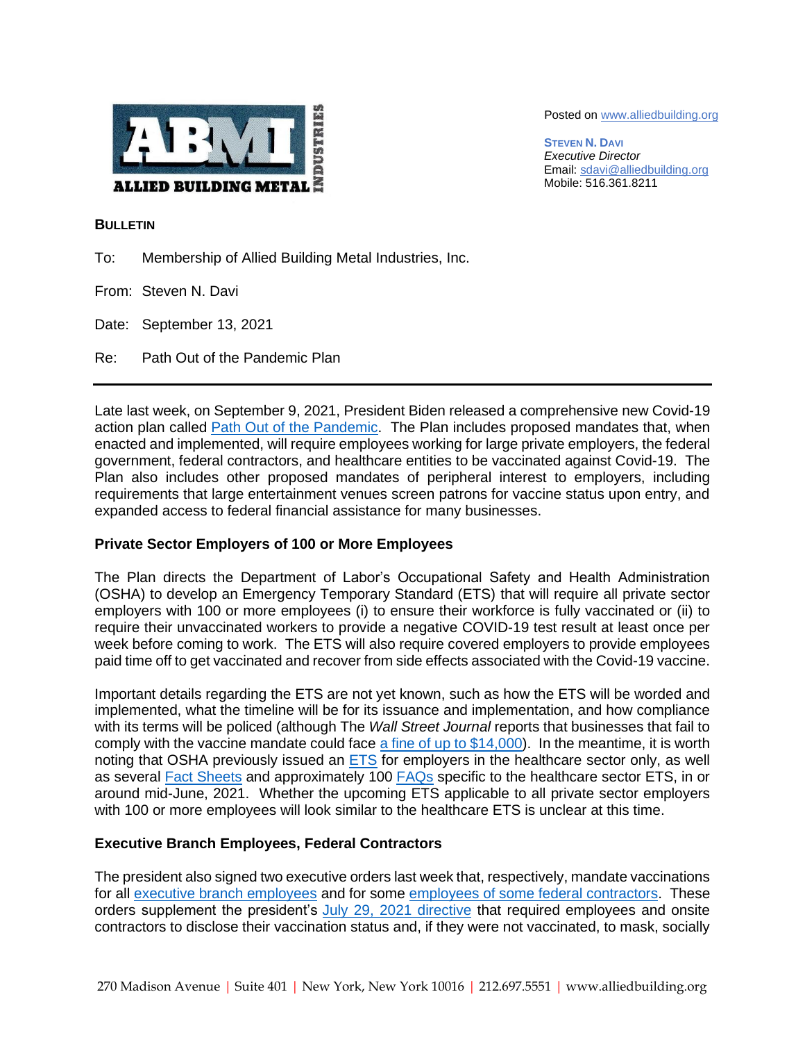ABMI INDUSTRIES
ALLIED BUILDING METAL

Posted on www.alliedbuilding.org

**STEVEN N. DAVI**
*Executive Director*
Email: sdavi@alliedbuilding.org
Mobile: 516.361.8211

**BULLETIN**

To: Membership of Allied Building Metal Industries, Inc.

From: Steven N. Davi

Date: September 13, 2021

Re: Path Out of the Pandemic Plan

---

Late last week, on September 9, 2021, President Biden released a comprehensive new Covid-19 action plan called Path Out of the Pandemic. The Plan includes proposed mandates that, when enacted and implemented, will require employees working for large private employers, the federal government, federal contractors, and healthcare entities to be vaccinated against Covid-19. The Plan also includes other proposed mandates of peripheral interest to employers, including requirements that large entertainment venues screen patrons for vaccine status upon entry, and expanded access to federal financial assistance for many businesses.

**Private Sector Employers of 100 or More Employees**

The Plan directs the Department of Labor's Occupational Safety and Health Administration (OSHA) to develop an Emergency Temporary Standard (ETS) that will require all private sector employers with 100 or more employees (i) to ensure their workforce is fully vaccinated or (ii) to require their unvaccinated workers to provide a negative COVID-19 test result at least once per week before coming to work. The ETS will also require covered employers to provide employees paid time off to get vaccinated and recover from side effects associated with the Covid-19 vaccine.

Important details regarding the ETS are not yet known, such as how the ETS will be worded and implemented, what the timeline will be for its issuance and implementation, and how compliance with its terms will be policed (although The *Wall Street Journal* reports that businesses that fail to comply with the vaccine mandate could face a fine of up to $14,000). In the meantime, it is worth noting that OSHA previously issued an ETS for employers in the healthcare sector only, as well as several Fact Sheets and approximately 100 FAQs specific to the healthcare sector ETS, in or around mid-June, 2021. Whether the upcoming ETS applicable to all private sector employers with 100 or more employees will look similar to the healthcare ETS is unclear at this time.

**Executive Branch Employees, Federal Contractors**

The president also signed two executive orders last week that, respectively, mandate vaccinations for all executive branch employees and for some employees of some federal contractors. These orders supplement the president's July 29, 2021 directive that required employees and onsite contractors to disclose their vaccination status and, if they were not vaccinated, to mask, socially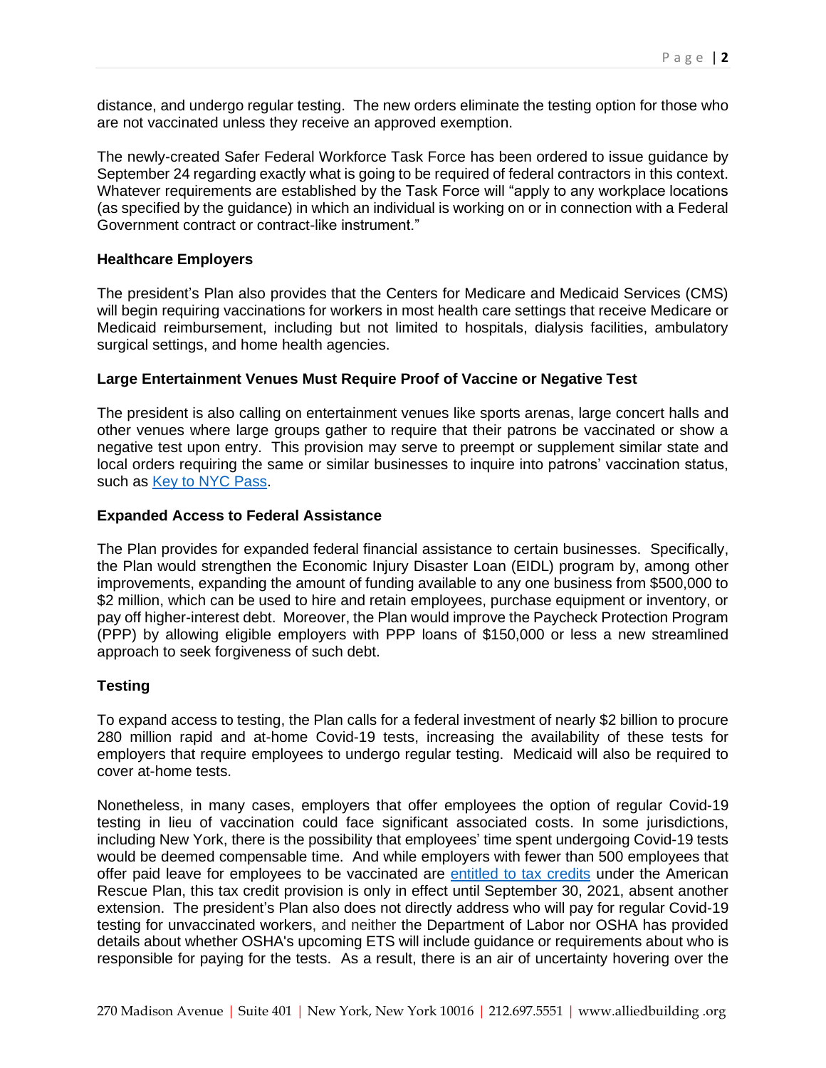distance, and undergo regular testing. The new orders eliminate the testing option for those who are not vaccinated unless they receive an approved exemption.

The newly-created Safer Federal Workforce Task Force has been ordered to issue guidance by September 24 regarding exactly what is going to be required of federal contractors in this context. Whatever requirements are established by the Task Force will "apply to any workplace locations (as specified by the guidance) in which an individual is working on or in connection with a Federal Government contract or contract-like instrument."

**Healthcare Employers**

The president's Plan also provides that the Centers for Medicare and Medicaid Services (CMS) will begin requiring vaccinations for workers in most health care settings that receive Medicare or Medicaid reimbursement, including but not limited to hospitals, dialysis facilities, ambulatory surgical settings, and home health agencies.

**Large Entertainment Venues Must Require Proof of Vaccine or Negative Test**

The president is also calling on entertainment venues like sports arenas, large concert halls and other venues where large groups gather to require that their patrons be vaccinated or show a negative test upon entry. This provision may serve to preempt or supplement similar state and local orders requiring the same or similar businesses to inquire into patrons' vaccination status, such as Key to NYC Pass.

**Expanded Access to Federal Assistance**

The Plan provides for expanded federal financial assistance to certain businesses. Specifically, the Plan would strengthen the Economic Injury Disaster Loan (EIDL) program by, among other improvements, expanding the amount of funding available to any one business from $500,000 to $2 million, which can be used to hire and retain employees, purchase equipment or inventory, or pay off higher-interest debt. Moreover, the Plan would improve the Paycheck Protection Program (PPP) by allowing eligible employers with PPP loans of $150,000 or less a new streamlined approach to seek forgiveness of such debt.

**Testing**

To expand access to testing, the Plan calls for a federal investment of nearly $2 billion to procure 280 million rapid and at-home Covid-19 tests, increasing the availability of these tests for employers that require employees to undergo regular testing. Medicaid will also be required to cover at-home tests.

Nonetheless, in many cases, employers that offer employees the option of regular Covid-19 testing in lieu of vaccination could face significant associated costs. In some jurisdictions, including New York, there is the possibility that employees' time spent undergoing Covid-19 tests would be deemed compensable time. And while employers with fewer than 500 employees that offer paid leave for employees to be vaccinated are entitled to tax credits under the American Rescue Plan, this tax credit provision is only in effect until September 30, 2021, absent another extension. The president's Plan also does not directly address who will pay for regular Covid-19 testing for unvaccinated workers, and neither the Department of Labor nor OSHA has provided details about whether OSHA's upcoming ETS will include guidance or requirements about who is responsible for paying for the tests. As a result, there is an air of uncertainty hovering over the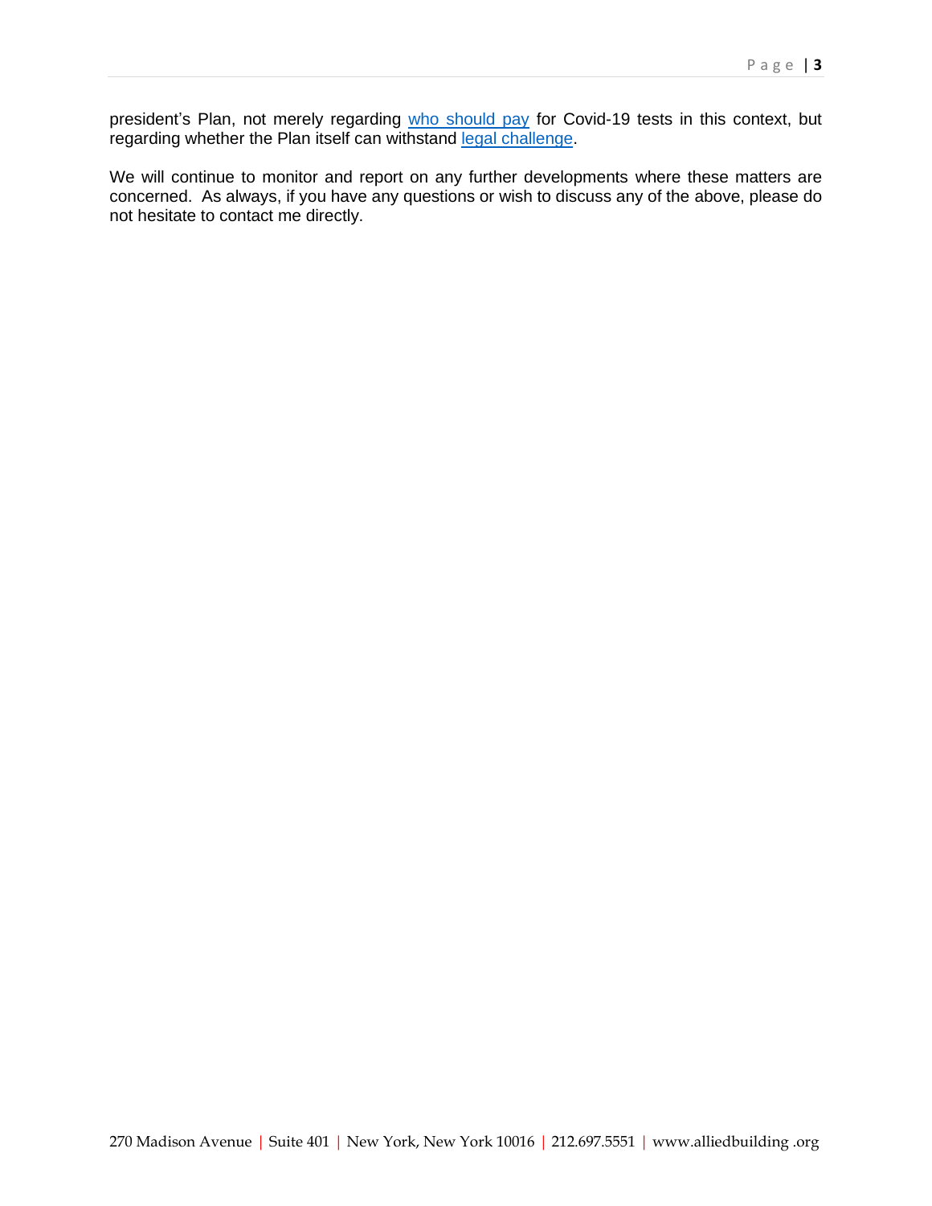president's Plan, not merely regarding who should pay for Covid-19 tests in this context, but regarding whether the Plan itself can withstand legal challenge.

We will continue to monitor and report on any further developments where these matters are concerned. As always, if you have any questions or wish to discuss any of the above, please do not hesitate to contact me directly.